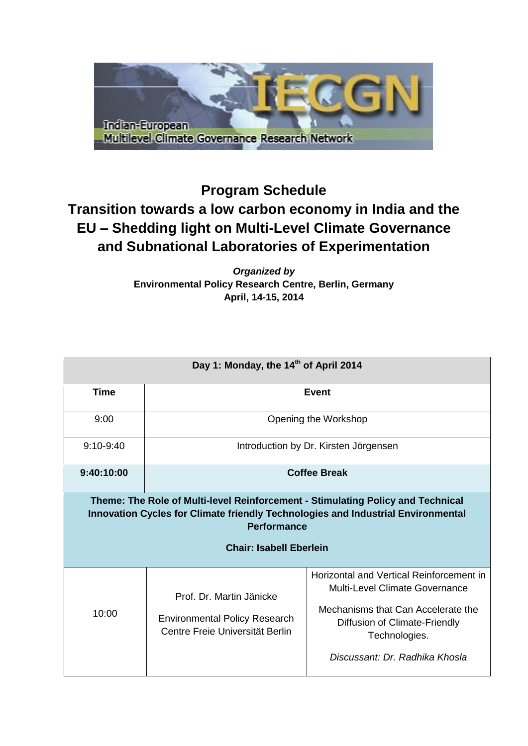# Program Schedule

# Transition towards a low carbon economy in India and the EU – Shedding light on Multi-Level Climate Governance and Subnational Laboratories of Experimentation

***Organized by***
**Environmental Policy Research Centre, Berlin, Germany**
**April, 14-15, 2014**

| **Day 1: Monday, the 14th of April 2014** | | |
|---|---|---|
| **Time** | **Event** | |
| 9:00 | Opening the Workshop | |
| 9:10-9:40 | Introduction by Dr. Kirsten Jörgensen | |
| **9:40:10:00** | **Coffee Break** | |
| **Theme: The Role of Multi-level Reinforcement - Stimulating Policy and Technical Innovation Cycles for Climate friendly Technologies and Industrial Environmental Performance**<br><br>**Chair: Isabell Eberlein** | | |
| 10:00 | Prof. Dr. Martin Jänicke<br><br>Environmental Policy Research Centre Freie Universität Berlin | Horizontal and Vertical Reinforcement in Multi-Level Climate Governance<br><br>Mechanisms that Can Accelerate the Diffusion of Climate-Friendly Technologies.<br><br>*Discussant: Dr. Radhika Khosla* |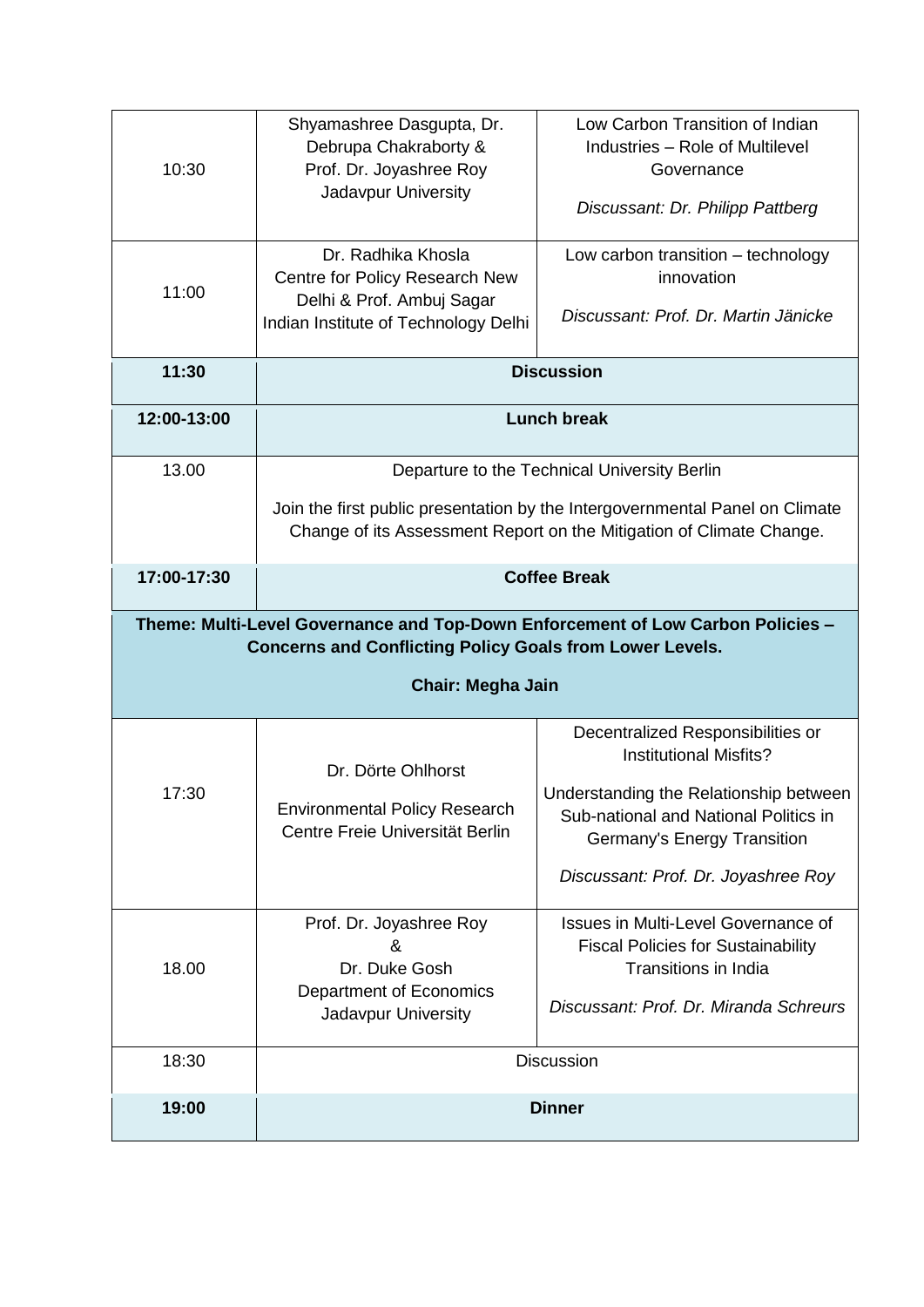| | | |
|---|---|---|
| 10:30 | Shyamashree Dasgupta, Dr. Debrupa Chakraborty & Prof. Dr. Joyashree Roy Jadavpur University | Low Carbon Transition of Indian Industries – Role of Multilevel Governance<br>*Discussant: Dr. Philipp Pattberg* |
| 11:00 | Dr. Radhika Khosla Centre for Policy Research New Delhi & Prof. Ambuj Sagar Indian Institute of Technology Delhi | Low carbon transition – technology innovation<br>*Discussant: Prof. Dr. Martin Jänicke* |
| **11:30** | **Discussion** | |
| **12:00-13:00** | **Lunch break** | |
| 13.00 | Departure to the Technical University Berlin<br>Join the first public presentation by the Intergovernmental Panel on Climate Change of its Assessment Report on the Mitigation of Climate Change. | |
| **17:00-17:30** | **Coffee Break** | |
| **Theme: Multi-Level Governance and Top-Down Enforcement of Low Carbon Policies – Concerns and Conflicting Policy Goals from Lower Levels.**<br>**Chair: Megha Jain** | | |
| 17:30 | Dr. Dörte Ohlhorst<br>Environmental Policy Research Centre Freie Universität Berlin | Decentralized Responsibilities or Institutional Misfits?<br>Understanding the Relationship between Sub-national and National Politics in Germany's Energy Transition<br>*Discussant: Prof. Dr. Joyashree Roy* |
| 18.00 | Prof. Dr. Joyashree Roy & Dr. Duke Gosh Department of Economics Jadavpur University | Issues in Multi-Level Governance of Fiscal Policies for Sustainability Transitions in India<br>*Discussant: Prof. Dr. Miranda Schreurs* |
| 18:30 | Discussion | |
| **19:00** | **Dinner** | |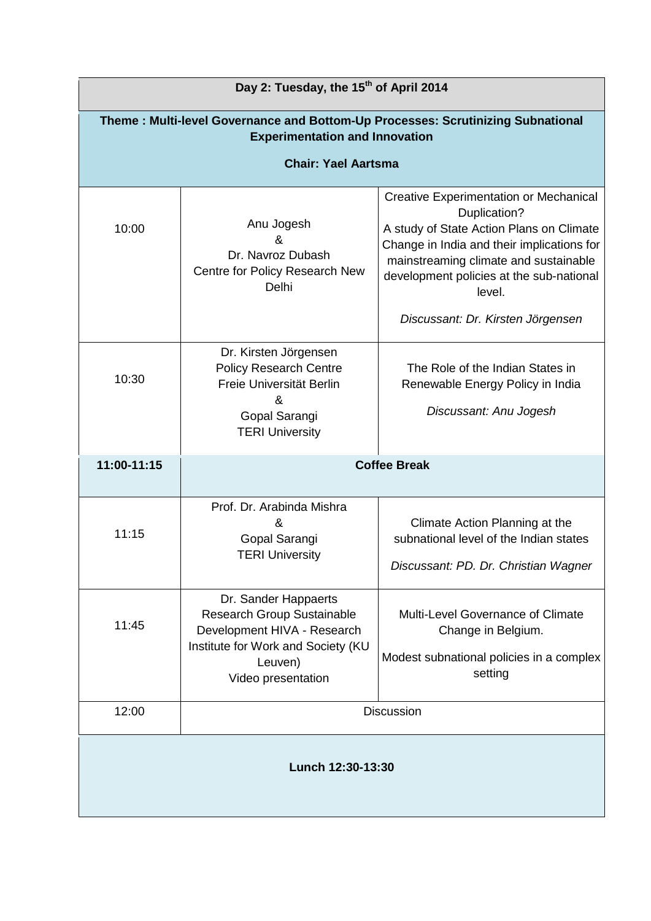| Day 2: Tuesday, the 15th of April 2014 | | |
|---|---|---|
| **Theme : Multi-level Governance and Bottom-Up Processes: Scrutinizing Subnational Experimentation and Innovation**<br><br>**Chair: Yael Aartsma** | | |
| 10:00 | Anu Jogesh<br>&<br>Dr. Navroz Dubash<br>Centre for Policy Research New Delhi | Creative Experimentation or Mechanical Duplication?<br>A study of State Action Plans on Climate Change in India and their implications for mainstreaming climate and sustainable development policies at the sub-national level.<br><br>*Discussant: Dr. Kirsten Jörgensen* |
| 10:30 | Dr. Kirsten Jörgensen<br>Policy Research Centre<br>Freie Universität Berlin<br>&<br>Gopal Sarangi<br>TERI University | The Role of the Indian States in Renewable Energy Policy in India<br><br>*Discussant: Anu Jogesh* |
| **11:00-11:15** | **Coffee Break** | |
| 11:15 | Prof. Dr. Arabinda Mishra<br>&<br>Gopal Sarangi<br>TERI University | Climate Action Planning at the subnational level of the Indian states<br><br>*Discussant: PD. Dr. Christian Wagner* |
| 11:45 | Dr. Sander Happaerts<br>Research Group Sustainable Development HIVA - Research Institute for Work and Society (KU Leuven)<br>Video presentation | Multi-Level Governance of Climate Change in Belgium.<br><br>Modest subnational policies in a complex setting |
| 12:00 | Discussion | |
| **Lunch 12:30-13:30** | | |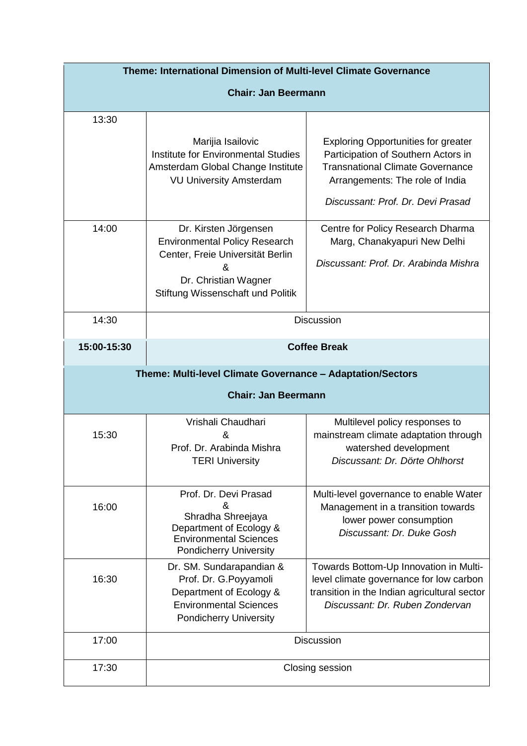| | | |
|---|---|---|
| **Theme: International Dimension of Multi-level Climate Governance**<br>**Chair: Jan Beermann** | | |
| 13:30 | Marijia Isailovic<br>Institute for Environmental Studies<br>Amsterdam Global Change Institute<br>VU University Amsterdam | Exploring Opportunities for greater Participation of Southern Actors in Transnational Climate Governance Arrangements: The role of India<br>*Discussant: Prof. Dr. Devi Prasad* |
| 14:00 | Dr. Kirsten Jörgensen<br>Environmental Policy Research Center, Freie Universität Berlin<br>&<br>Dr. Christian Wagner<br>Stiftung Wissenschaft und Politik | Centre for Policy Research Dharma Marg, Chanakyapuri New Delhi<br>*Discussant: Prof. Dr. Arabinda Mishra* |
| 14:30 | Discussion | |
| **15:00-15:30** | **Coffee Break** | |
| **Theme: Multi-level Climate Governance – Adaptation/Sectors**<br>**Chair: Jan Beermann** | | |
| 15:30 | Vrishali Chaudhari<br>&<br>Prof. Dr. Arabinda Mishra<br>TERI University | Multilevel policy responses to mainstream climate adaptation through watershed development<br>*Discussant: Dr. Dörte Ohlhorst* |
| 16:00 | Prof. Dr. Devi Prasad<br>&<br>Shradha Shreejaya<br>Department of Ecology & Environmental Sciences<br>Pondicherry University | Multi-level governance to enable Water Management in a transition towards lower power consumption<br>*Discussant: Dr. Duke Gosh* |
| 16:30 | Dr. SM. Sundarapandian &<br>Prof. Dr. G.Poyyamoli<br>Department of Ecology & Environmental Sciences<br>Pondicherry University | Towards Bottom-Up Innovation in Multi-level climate governance for low carbon transition in the Indian agricultural sector<br>*Discussant: Dr. Ruben Zondervan* |
| 17:00 | Discussion | |
| 17:30 | Closing session | |